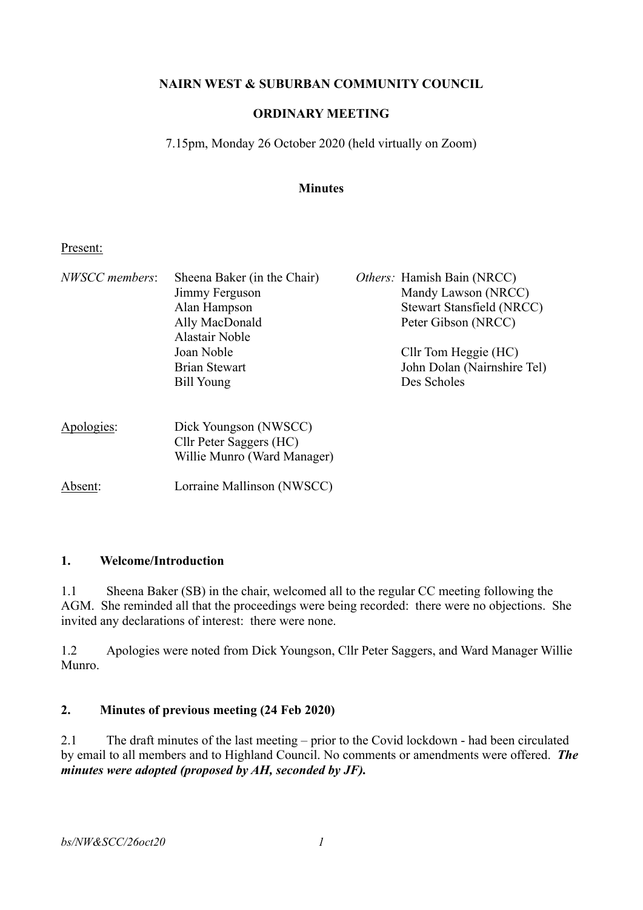**NAIRN WEST & SUBURBAN COMMUNITY COUNCIL**

**ORDINARY MEETING**

7.15pm, Monday 26 October 2020 (held virtually on Zoom)

**Minutes**

Present:

| | | | |
|---|---|---|---|
| *NWSCC members*: | Sheena Baker (in the Chair) | *Others:* | Hamish Bain (NRCC) |
| | Jimmy Ferguson | | Mandy Lawson (NRCC) |
| | Alan Hampson | | Stewart Stansfield (NRCC) |
| | Ally MacDonald | | Peter Gibson (NRCC) |
| | Alastair Noble | | |
| | Joan Noble | | Cllr Tom Heggie (HC) |
| | Brian Stewart | | John Dolan (Nairnshire Tel) |
| | Bill Young | | Des Scholes |

Apologies: Dick Youngson (NWSCC)
Cllr Peter Saggers (HC)
Willie Munro (Ward Manager)

Absent: Lorraine Mallinson (NWSCC)

## 1. Welcome/Introduction

1.1 Sheena Baker (SB) in the chair, welcomed all to the regular CC meeting following the AGM. She reminded all that the proceedings were being recorded: there were no objections. She invited any declarations of interest: there were none.

1.2 Apologies were noted from Dick Youngson, Cllr Peter Saggers, and Ward Manager Willie Munro.

## 2. Minutes of previous meeting (24 Feb 2020)

2.1 The draft minutes of the last meeting – prior to the Covid lockdown - had been circulated by email to all members and to Highland Council. No comments or amendments were offered. ***The minutes were adopted (proposed by AH, seconded by JF).***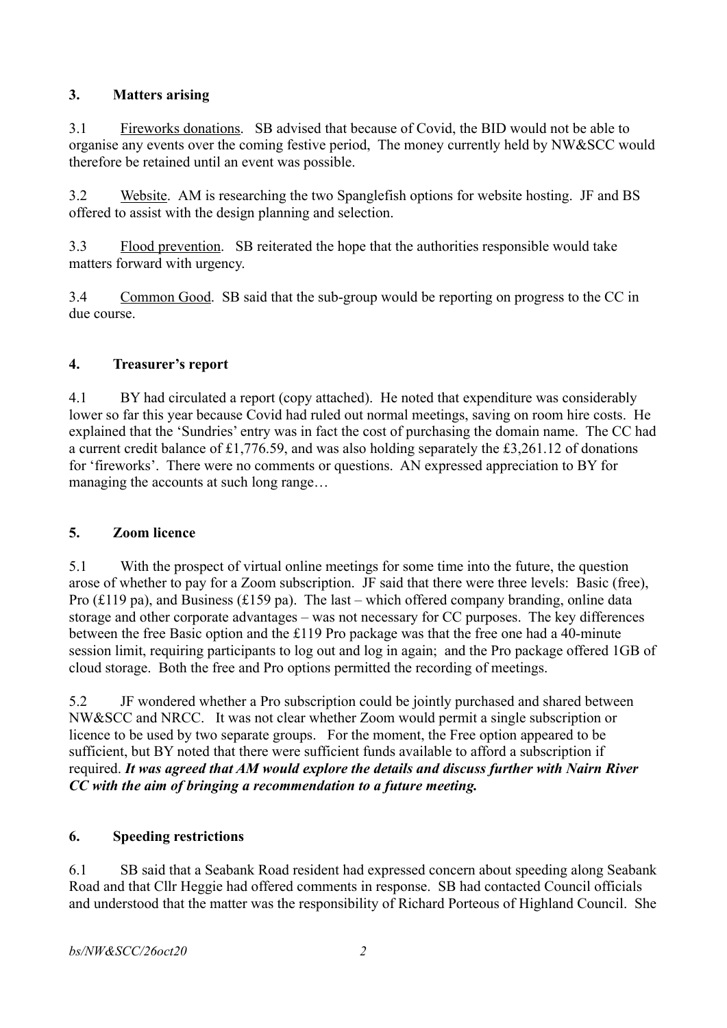## 3. Matters arising

3.1 <u>Fireworks donations</u>. SB advised that because of Covid, the BID would not be able to organise any events over the coming festive period, The money currently held by NW&SCC would therefore be retained until an event was possible.

3.2 <u>Website</u>. AM is researching the two Spanglefish options for website hosting. JF and BS offered to assist with the design planning and selection.

3.3 <u>Flood prevention</u>. SB reiterated the hope that the authorities responsible would take matters forward with urgency.

3.4 <u>Common Good</u>. SB said that the sub-group would be reporting on progress to the CC in due course.

## 4. Treasurer's report

4.1 BY had circulated a report (copy attached). He noted that expenditure was considerably lower so far this year because Covid had ruled out normal meetings, saving on room hire costs. He explained that the 'Sundries' entry was in fact the cost of purchasing the domain name. The CC had a current credit balance of £1,776.59, and was also holding separately the £3,261.12 of donations for 'fireworks'. There were no comments or questions. AN expressed appreciation to BY for managing the accounts at such long range…

## 5. Zoom licence

5.1 With the prospect of virtual online meetings for some time into the future, the question arose of whether to pay for a Zoom subscription. JF said that there were three levels: Basic (free), Pro (£119 pa), and Business (£159 pa). The last – which offered company branding, online data storage and other corporate advantages – was not necessary for CC purposes. The key differences between the free Basic option and the £119 Pro package was that the free one had a 40-minute session limit, requiring participants to log out and log in again; and the Pro package offered 1GB of cloud storage. Both the free and Pro options permitted the recording of meetings.

5.2 JF wondered whether a Pro subscription could be jointly purchased and shared between NW&SCC and NRCC. It was not clear whether Zoom would permit a single subscription or licence to be used by two separate groups. For the moment, the Free option appeared to be sufficient, but BY noted that there were sufficient funds available to afford a subscription if required. ***It was agreed that AM would explore the details and discuss further with Nairn River CC with the aim of bringing a recommendation to a future meeting.***

## 6. Speeding restrictions

6.1 SB said that a Seabank Road resident had expressed concern about speeding along Seabank Road and that Cllr Heggie had offered comments in response. SB had contacted Council officials and understood that the matter was the responsibility of Richard Porteous of Highland Council. She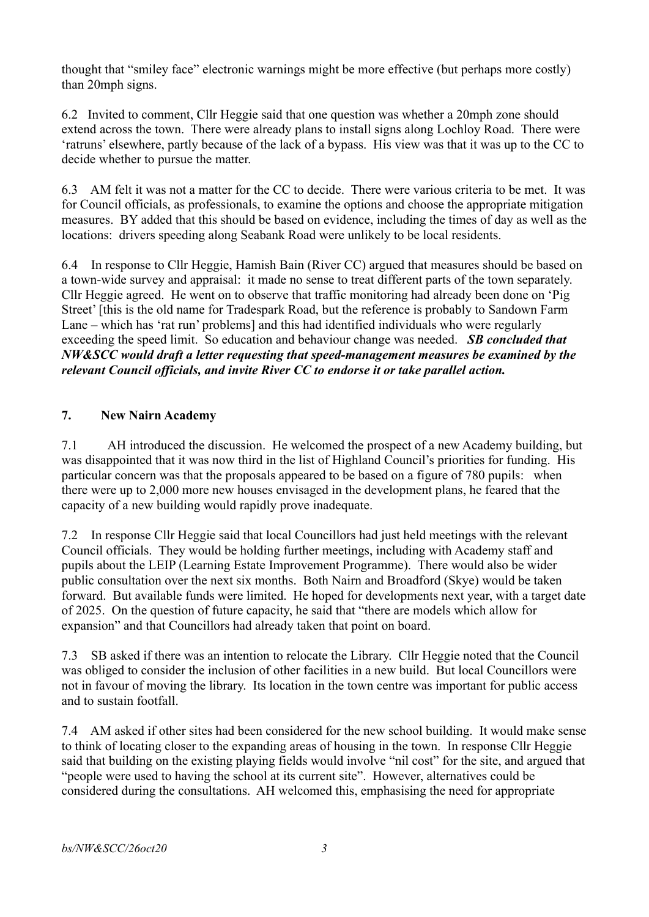thought that "smiley face" electronic warnings might be more effective (but perhaps more costly) than 20mph signs.

6.2 Invited to comment, Cllr Heggie said that one question was whether a 20mph zone should extend across the town. There were already plans to install signs along Lochloy Road. There were 'ratruns' elsewhere, partly because of the lack of a bypass. His view was that it was up to the CC to decide whether to pursue the matter.

6.3 AM felt it was not a matter for the CC to decide. There were various criteria to be met. It was for Council officials, as professionals, to examine the options and choose the appropriate mitigation measures. BY added that this should be based on evidence, including the times of day as well as the locations: drivers speeding along Seabank Road were unlikely to be local residents.

6.4 In response to Cllr Heggie, Hamish Bain (River CC) argued that measures should be based on a town-wide survey and appraisal: it made no sense to treat different parts of the town separately. Cllr Heggie agreed. He went on to observe that traffic monitoring had already been done on 'Pig Street' [this is the old name for Tradespark Road, but the reference is probably to Sandown Farm Lane – which has 'rat run' problems] and this had identified individuals who were regularly exceeding the speed limit. So education and behaviour change was needed. ***SB concluded that NW&SCC would draft a letter requesting that speed-management measures be examined by the relevant Council officials, and invite River CC to endorse it or take parallel action.***

## 7. New Nairn Academy

7.1 AH introduced the discussion. He welcomed the prospect of a new Academy building, but was disappointed that it was now third in the list of Highland Council's priorities for funding. His particular concern was that the proposals appeared to be based on a figure of 780 pupils: when there were up to 2,000 more new houses envisaged in the development plans, he feared that the capacity of a new building would rapidly prove inadequate.

7.2 In response Cllr Heggie said that local Councillors had just held meetings with the relevant Council officials. They would be holding further meetings, including with Academy staff and pupils about the LEIP (Learning Estate Improvement Programme). There would also be wider public consultation over the next six months. Both Nairn and Broadford (Skye) would be taken forward. But available funds were limited. He hoped for developments next year, with a target date of 2025. On the question of future capacity, he said that "there are models which allow for expansion" and that Councillors had already taken that point on board.

7.3 SB asked if there was an intention to relocate the Library. Cllr Heggie noted that the Council was obliged to consider the inclusion of other facilities in a new build. But local Councillors were not in favour of moving the library. Its location in the town centre was important for public access and to sustain footfall.

7.4 AM asked if other sites had been considered for the new school building. It would make sense to think of locating closer to the expanding areas of housing in the town. In response Cllr Heggie said that building on the existing playing fields would involve "nil cost" for the site, and argued that "people were used to having the school at its current site". However, alternatives could be considered during the consultations. AH welcomed this, emphasising the need for appropriate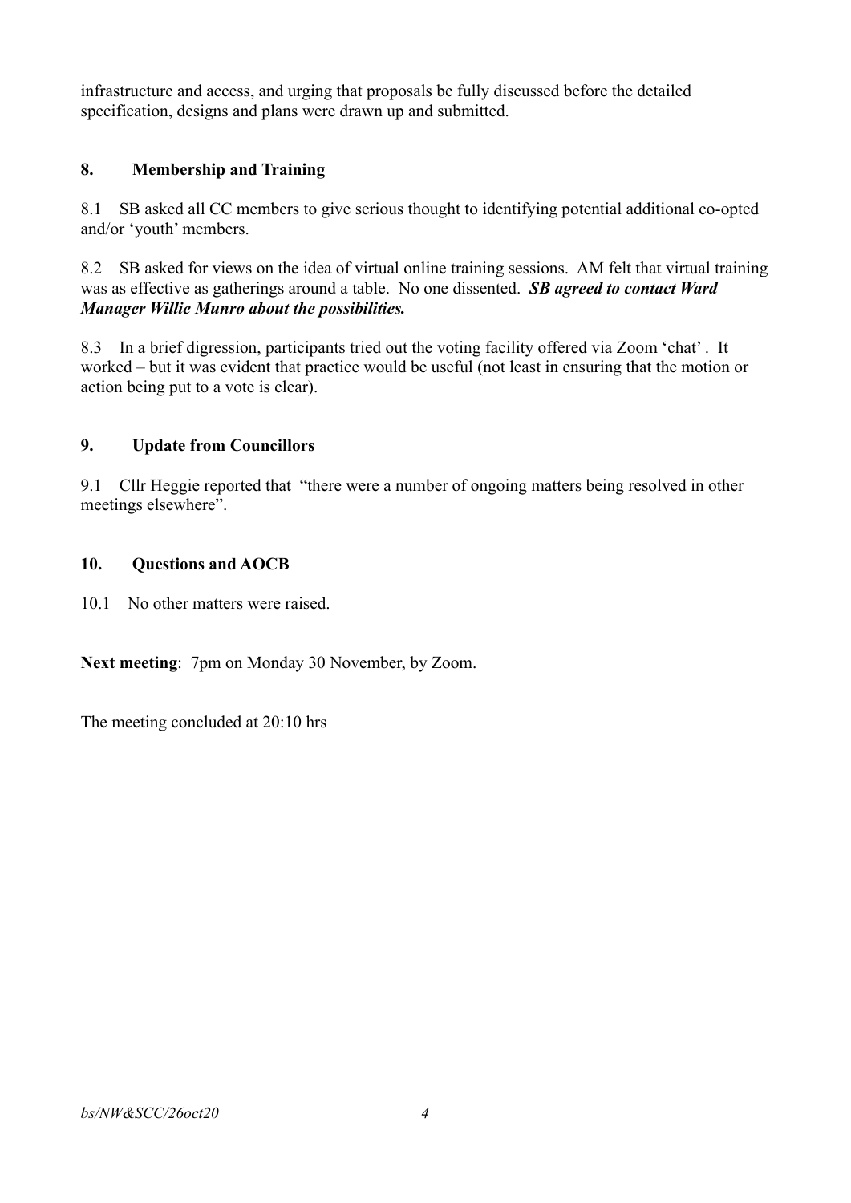infrastructure and access, and urging that proposals be fully discussed before the detailed specification, designs and plans were drawn up and submitted.

## 8. Membership and Training

8.1 SB asked all CC members to give serious thought to identifying potential additional co-opted and/or 'youth' members.

8.2 SB asked for views on the idea of virtual online training sessions. AM felt that virtual training was as effective as gatherings around a table. No one dissented. ***SB agreed to contact Ward Manager Willie Munro about the possibilities.***

8.3 In a brief digression, participants tried out the voting facility offered via Zoom 'chat'. It worked – but it was evident that practice would be useful (not least in ensuring that the motion or action being put to a vote is clear).

## 9. Update from Councillors

9.1 Cllr Heggie reported that "there were a number of ongoing matters being resolved in other meetings elsewhere".

## 10. Questions and AOCB

10.1 No other matters were raised.

**Next meeting**: 7pm on Monday 30 November, by Zoom.

The meeting concluded at 20:10 hrs